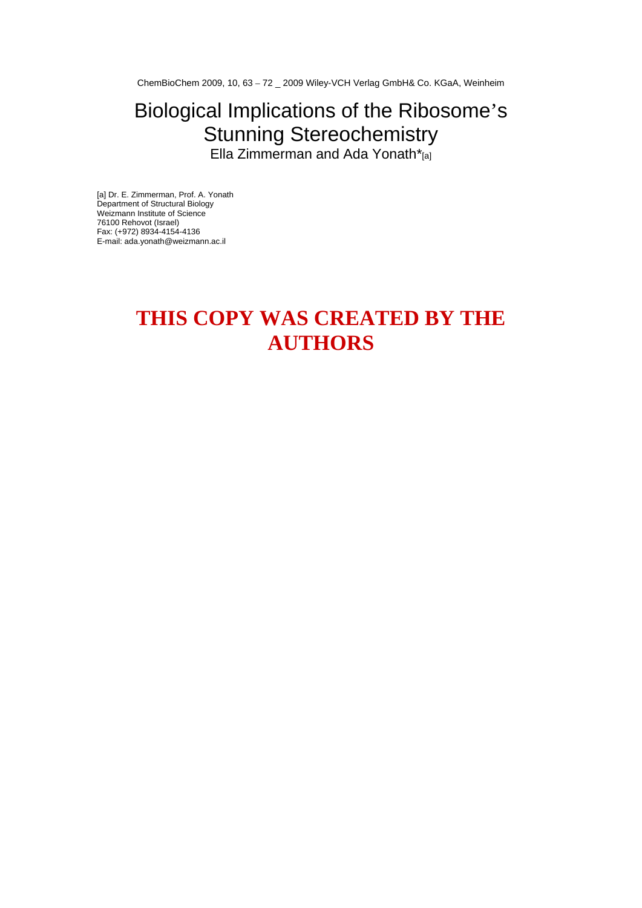ChemBioChem 2009, 10, 63 – 72 _ 2009 Wiley-VCH Verlag GmbH& Co. KGaA, Weinheim

# Biological Implications of the Ribosome's Stunning Stereochemistry

Ella Zimmerman and Ada Yonath*[a]

[a] Dr. E. Zimmerman, Prof. A. Yonath
Department of Structural Biology
Weizmann Institute of Science
76100 Rehovot (Israel)
Fax: (+972) 8934-4154-4136
E-mail: ada.yonath@weizmann.ac.il

**THIS COPY WAS CREATED BY THE AUTHORS**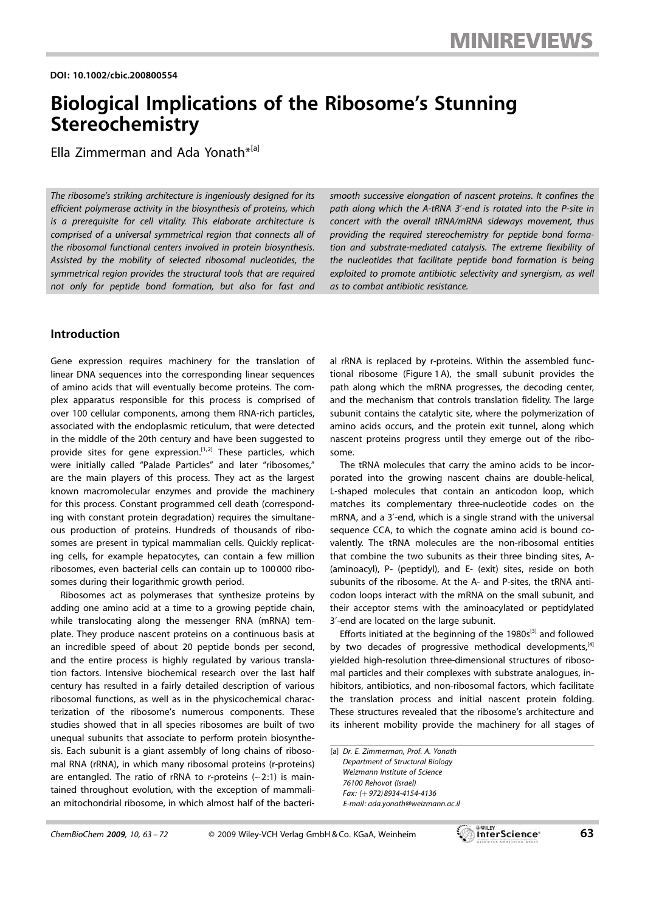DOI: 10.1002/cbic.200800554

# Biological Implications of the Ribosome's Stunning Stereochemistry

Ella Zimmerman and Ada Yonath*[a]

*The ribosome's striking architecture is ingeniously designed for its efficient polymerase activity in the biosynthesis of proteins, which is a prerequisite for cell vitality. This elaborate architecture is comprised of a universal symmetrical region that connects all of the ribosomal functional centers involved in protein biosynthesis. Assisted by the mobility of selected ribosomal nucleotides, the symmetrical region provides the structural tools that are required not only for peptide bond formation, but also for fast and smooth successive elongation of nascent proteins. It confines the path along which the A-tRNA 3′-end is rotated into the P-site in concert with the overall tRNA/mRNA sideways movement, thus providing the required stereochemistry for peptide bond formation and substrate-mediated catalysis. The extreme flexibility of the nucleotides that facilitate peptide bond formation is being exploited to promote antibiotic selectivity and synergism, as well as to combat antibiotic resistance.*

## Introduction

Gene expression requires machinery for the translation of linear DNA sequences into the corresponding linear sequences of amino acids that will eventually become proteins. The complex apparatus responsible for this process is comprised of over 100 cellular components, among them RNA-rich particles, associated with the endoplasmic reticulum, that were detected in the middle of the 20th century and have been suggested to provide sites for gene expression.[1,2] These particles, which were initially called "Palade Particles" and later "ribosomes," are the main players of this process. They act as the largest known macromolecular enzymes and provide the machinery for this process. Constant programmed cell death (corresponding with constant protein degradation) requires the simultaneous production of proteins. Hundreds of thousands of ribosomes are present in typical mammalian cells. Quickly replicating cells, for example hepatocytes, can contain a few million ribosomes, even bacterial cells can contain up to 100 000 ribosomes during their logarithmic growth period.

Ribosomes act as polymerases that synthesize proteins by adding one amino acid at a time to a growing peptide chain, while translocating along the messenger RNA (mRNA) template. They produce nascent proteins on a continuous basis at an incredible speed of about 20 peptide bonds per second, and the entire process is highly regulated by various translation factors. Intensive biochemical research over the last half century has resulted in a fairly detailed description of various ribosomal functions, as well as in the physicochemical characterization of the ribosome's numerous components. These studies showed that in all species ribosomes are built of two unequal subunits that associate to perform protein biosynthesis. Each subunit is a giant assembly of long chains of ribosomal RNA (rRNA), in which many ribosomal proteins (r-proteins) are entangled. The ratio of rRNA to r-proteins (~2:1) is maintained throughout evolution, with the exception of mammalian mitochondrial ribosome, in which almost half of the bacterial rRNA is replaced by r-proteins. Within the assembled functional ribosome (Figure 1 A), the small subunit provides the path along which the mRNA progresses, the decoding center, and the mechanism that controls translation fidelity. The large subunit contains the catalytic site, where the polymerization of amino acids occurs, and the protein exit tunnel, along which nascent proteins progress until they emerge out of the ribosome.

The tRNA molecules that carry the amino acids to be incorporated into the growing nascent chains are double-helical, L-shaped molecules that contain an anticodon loop, which matches its complementary three-nucleotide codes on the mRNA, and a 3′-end, which is a single strand with the universal sequence CCA, to which the cognate amino acid is bound covalently. The tRNA molecules are the non-ribosomal entities that combine the two subunits as their three binding sites, A- (aminoacyl), P- (peptidyl), and E- (exit) sites, reside on both subunits of the ribosome. At the A- and P-sites, the tRNA anticodon loops interact with the mRNA on the small subunit, and their acceptor stems with the aminoacylated or peptidylated 3′-end are located on the large subunit.

Efforts initiated at the beginning of the 1980s[3] and followed by two decades of progressive methodical developments,[4] yielded high-resolution three-dimensional structures of ribosomal particles and their complexes with substrate analogues, inhibitors, antibiotics, and non-ribosomal factors, which facilitate the translation process and initial nascent protein folding. These structures revealed that the ribosome's architecture and its inherent mobility provide the machinery for all stages of

[a] Dr. E. Zimmerman, Prof. A. Yonath
Department of Structural Biology
Weizmann Institute of Science
76100 Rehovot (Israel)
Fax: (+972) 8934-4154-4136
E-mail: ada.yonath@weizmann.ac.il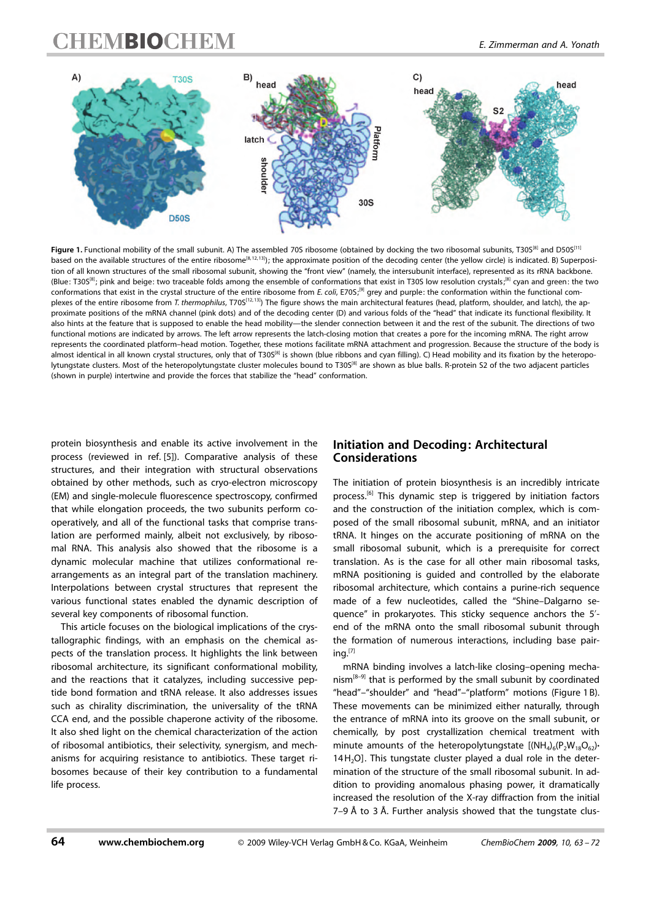**Figure 1.** Functional mobility of the small subunit. A) The assembled 70S ribosome (obtained by docking the two ribosomal subunits, T30S[8] and D50S[11] based on the available structures of the entire ribosome[8,12,13]); the approximate position of the decoding center (the yellow circle) is indicated. B) Superposition of all known structures of the small ribosomal subunit, showing the "front view" (namely, the intersubunit interface), represented as its rRNA backbone. (Blue: T30S[8]; pink and beige: two traceable folds among the ensemble of conformations that exist in T30S low resolution crystals;[8] cyan and green: the two conformations that exist in the crystal structure of the entire ribosome from *E. coli*, E70S;[9] grey and purple: the conformation within the functional complexes of the entire ribosome from *T. thermophilus*, T70S[12,13]) The figure shows the main architectural features (head, platform, shoulder, and latch), the approximate positions of the mRNA channel (pink dots) and of the decoding center (D) and various folds of the "head" that indicate its functional flexibility. It also hints at the feature that is supposed to enable the head mobility—the slender connection between it and the rest of the subunit. The directions of two functional motions are indicated by arrows. The left arrow represents the latch-closing motion that creates a pore for the incoming mRNA. The right arrow represents the coordinated platform–head motion. Together, these motions facilitate mRNA attachment and progression. Because the structure of the body is almost identical in all known crystal structures, only that of T30S[8] is shown (blue ribbons and cyan filling). C) Head mobility and its fixation by the heteropolytungstate clusters. Most of the heteropolytungstate cluster molecules bound to T30S[8] are shown as blue balls. R-protein S2 of the two adjacent particles (shown in purple) intertwine and provide the forces that stabilize the "head" conformation.

protein biosynthesis and enable its active involvement in the process (reviewed in ref. [5]). Comparative analysis of these structures, and their integration with structural observations obtained by other methods, such as cryo-electron microscopy (EM) and single-molecule fluorescence spectroscopy, confirmed that while elongation proceeds, the two subunits perform cooperatively, and all of the functional tasks that comprise translation are performed mainly, albeit not exclusively, by ribosomal RNA. This analysis also showed that the ribosome is a dynamic molecular machine that utilizes conformational rearrangements as an integral part of the translation machinery. Interpolations between crystal structures that represent the various functional states enabled the dynamic description of several key components of ribosomal function.

This article focuses on the biological implications of the crystallographic findings, with an emphasis on the chemical aspects of the translation process. It highlights the link between ribosomal architecture, its significant conformational mobility, and the reactions that it catalyzes, including successive peptide bond formation and tRNA release. It also addresses issues such as chirality discrimination, the universality of the tRNA CCA end, and the possible chaperone activity of the ribosome. It also shed light on the chemical characterization of the action of ribosomal antibiotics, their selectivity, synergism, and mechanisms for acquiring resistance to antibiotics. These target ribosomes because of their key contribution to a fundamental life process.

## Initiation and Decoding: Architectural Considerations

The initiation of protein biosynthesis is an incredibly intricate process.[6] This dynamic step is triggered by initiation factors and the construction of the initiation complex, which is composed of the small ribosomal subunit, mRNA, and an initiator tRNA. It hinges on the accurate positioning of mRNA on the small ribosomal subunit, which is a prerequisite for correct translation. As is the case for all other main ribosomal tasks, mRNA positioning is guided and controlled by the elaborate ribosomal architecture, which contains a purine-rich sequence made of a few nucleotides, called the "Shine–Dalgarno sequence" in prokaryotes. This sticky sequence anchors the 5′-end of the mRNA onto the small ribosomal subunit through the formation of numerous interactions, including base pairing.[7]

mRNA binding involves a latch-like closing–opening mechanism[8–9] that is performed by the small subunit by coordinated "head"–"shoulder" and "head"–"platform" motions (Figure 1B). These movements can be minimized either naturally, through the entrance of mRNA into its groove on the small subunit, or chemically, by post crystallization chemical treatment with minute amounts of the heteropolytungstate $[(NH_4)_6(P_2W_{18}O_{62})\cdot 14H_2O]$. This tungstate cluster played a dual role in the determination of the structure of the small ribosomal subunit. In addition to providing anomalous phasing power, it dramatically increased the resolution of the X-ray diffraction from the initial 7–9 Å to 3 Å. Further analysis showed that the tungstate clus-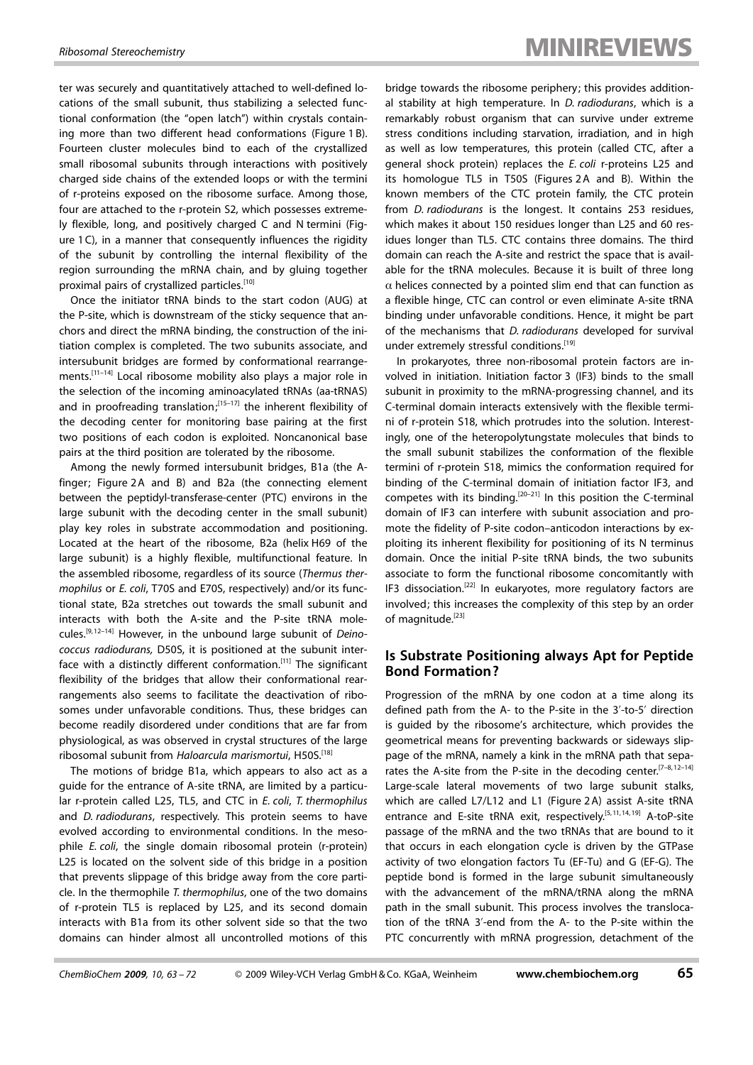ter was securely and quantitatively attached to well-defined locations of the small subunit, thus stabilizing a selected functional conformation (the "open latch") within crystals containing more than two different head conformations (Figure 1 B). Fourteen cluster molecules bind to each of the crystallized small ribosomal subunits through interactions with positively charged side chains of the extended loops or with the termini of r-proteins exposed on the ribosome surface. Among those, four are attached to the r-protein S2, which possesses extremely flexible, long, and positively charged C and N termini (Figure 1 C), in a manner that consequently influences the rigidity of the subunit by controlling the internal flexibility of the region surrounding the mRNA chain, and by gluing together proximal pairs of crystallized particles.[10]

Once the initiator tRNA binds to the start codon (AUG) at the P-site, which is downstream of the sticky sequence that anchors and direct the mRNA binding, the construction of the initiation complex is completed. The two subunits associate, and intersubunit bridges are formed by conformational rearrangements.[11–14] Local ribosome mobility also plays a major role in the selection of the incoming aminoacylated tRNAs (aa-tRNAS) and in proofreading translation;[15–17] the inherent flexibility of the decoding center for monitoring base pairing at the first two positions of each codon is exploited. Noncanonical base pairs at the third position are tolerated by the ribosome.

Among the newly formed intersubunit bridges, B1a (the A-finger; Figure 2 A and B) and B2a (the connecting element between the peptidyl-transferase-center (PTC) environs in the large subunit with the decoding center in the small subunit) play key roles in substrate accommodation and positioning. Located at the heart of the ribosome, B2a (helix H69 of the large subunit) is a highly flexible, multifunctional feature. In the assembled ribosome, regardless of its source (*Thermus thermophilus* or *E. coli*, T70S and E70S, respectively) and/or its functional state, B2a stretches out towards the small subunit and interacts with both the A-site and the P-site tRNA molecules.[9,12–14] However, in the unbound large subunit of *Deinococcus radiodurans,* D50S, it is positioned at the subunit interface with a distinctly different conformation.[11] The significant flexibility of the bridges that allow their conformational rearrangements also seems to facilitate the deactivation of ribosomes under unfavorable conditions. Thus, these bridges can become readily disordered under conditions that are far from physiological, as was observed in crystal structures of the large ribosomal subunit from *Haloarcula marismortui*, H50S.[18]

The motions of bridge B1a, which appears to also act as a guide for the entrance of A-site tRNA, are limited by a particular r-protein called L25, TL5, and CTC in *E. coli*, *T. thermophilus* and *D. radiodurans*, respectively. This protein seems to have evolved according to environmental conditions. In the mesophile *E. coli*, the single domain ribosomal protein (r-protein) L25 is located on the solvent side of this bridge in a position that prevents slippage of this bridge away from the core particle. In the thermophile *T. thermophilus*, one of the two domains of r-protein TL5 is replaced by L25, and its second domain interacts with B1a from its other solvent side so that the two domains can hinder almost all uncontrolled motions of this bridge towards the ribosome periphery; this provides additional stability at high temperature. In *D. radiodurans*, which is a remarkably robust organism that can survive under extreme stress conditions including starvation, irradiation, and in high as well as low temperatures, this protein (called CTC, after a general shock protein) replaces the *E. coli* r-proteins L25 and its homologue TL5 in T50S (Figures 2 A and B). Within the known members of the CTC protein family, the CTC protein from *D. radiodurans* is the longest. It contains 253 residues, which makes it about 150 residues longer than L25 and 60 residues longer than TL5. CTC contains three domains. The third domain can reach the A-site and restrict the space that is available for the tRNA molecules. Because it is built of three long $\alpha$ helices connected by a pointed slim end that can function as a flexible hinge, CTC can control or even eliminate A-site tRNA binding under unfavorable conditions. Hence, it might be part of the mechanisms that *D. radiodurans* developed for survival under extremely stressful conditions.[19]

In prokaryotes, three non-ribosomal protein factors are involved in initiation. Initiation factor 3 (IF3) binds to the small subunit in proximity to the mRNA-progressing channel, and its C-terminal domain interacts extensively with the flexible termini of r-protein S18, which protrudes into the solution. Interestingly, one of the heteropolytungstate molecules that binds to the small subunit stabilizes the conformation of the flexible termini of r-protein S18, mimics the conformation required for binding of the C-terminal domain of initiation factor IF3, and competes with its binding.[20–21] In this position the C-terminal domain of IF3 can interfere with subunit association and promote the fidelity of P-site codon–anticodon interactions by exploiting its inherent flexibility for positioning of its N terminus domain. Once the initial P-site tRNA binds, the two subunits associate to form the functional ribosome concomitantly with IF3 dissociation.[22] In eukaryotes, more regulatory factors are involved; this increases the complexity of this step by an order of magnitude.[23]

## Is Substrate Positioning always Apt for Peptide Bond Formation?

Progression of the mRNA by one codon at a time along its defined path from the A- to the P-site in the 3′-to-5′ direction is guided by the ribosome's architecture, which provides the geometrical means for preventing backwards or sideways slippage of the mRNA, namely a kink in the mRNA path that separates the A-site from the P-site in the decoding center.[7–8,12–14] Large-scale lateral movements of two large subunit stalks, which are called L7/L12 and L1 (Figure 2 A) assist A-site tRNA entrance and E-site tRNA exit, respectively.[5,11,14,19] A-to P-site passage of the mRNA and the two tRNAs that are bound to it that occurs in each elongation cycle is driven by the GTPase activity of two elongation factors Tu (EF-Tu) and G (EF-G). The peptide bond is formed in the large subunit simultaneously with the advancement of the mRNA/tRNA along the mRNA path in the small subunit. This process involves the translocation of the tRNA 3′-end from the A- to the P-site within the PTC concurrently with mRNA progression, detachment of the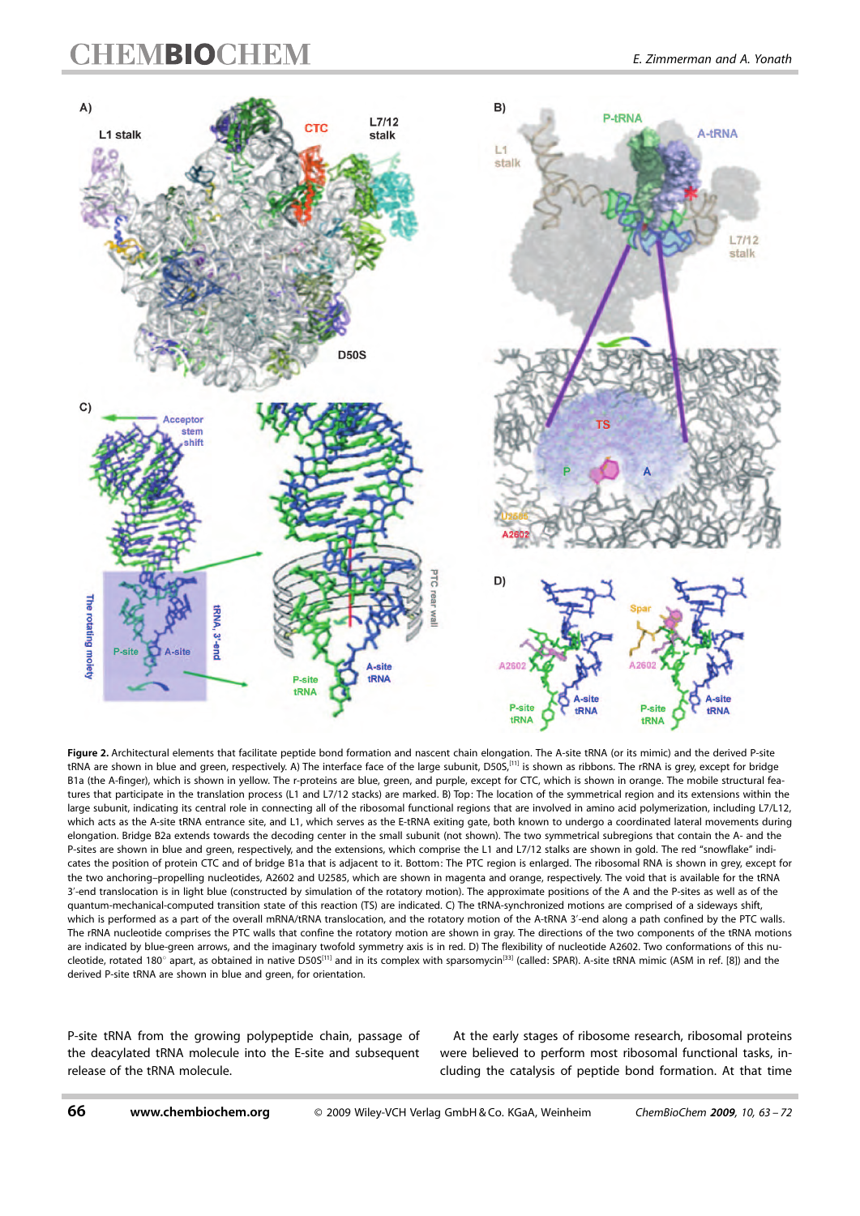**Figure 2.** Architectural elements that facilitate peptide bond formation and nascent chain elongation. The A-site tRNA (or its mimic) and the derived P-site tRNA are shown in blue and green, respectively. A) The interface face of the large subunit, D50S,[11] is shown as ribbons. The rRNA is grey, except for bridge B1a (the A-finger), which is shown in yellow. The r-proteins are blue, green, and purple, except for CTC, which is shown in orange. The mobile structural features that participate in the translation process (L1 and L7/12 stacks) are marked. B) Top: The location of the symmetrical region and its extensions within the large subunit, indicating its central role in connecting all of the ribosomal functional regions that are involved in amino acid polymerization, including L7/L12, which acts as the A-site tRNA entrance site, and L1, which serves as the E-tRNA exiting gate, both known to undergo a coordinated lateral movements during elongation. Bridge B2a extends towards the decoding center in the small subunit (not shown). The two symmetrical subregions that contain the A- and the P-sites are shown in blue and green, respectively, and the extensions, which comprise the L1 and L7/12 stalks are shown in gold. The red "snowflake" indicates the position of protein CTC and of bridge B1a that is adjacent to it. Bottom: The PTC region is enlarged. The ribosomal RNA is shown in grey, except for the two anchoring–propelling nucleotides, A2602 and U2585, which are shown in magenta and orange, respectively. The void that is available for the tRNA 3′-end translocation is in light blue (constructed by simulation of the rotatory motion). The approximate positions of the A and the P-sites as well as of the quantum-mechanical-computed transition state of this reaction (TS) are indicated. C) The tRNA-synchronized motions are comprised of a sideways shift, which is performed as a part of the overall mRNA/tRNA translocation, and the rotatory motion of the A-tRNA 3′-end along a path confined by the PTC walls. The rRNA nucleotide comprises the PTC walls that confine the rotatory motion are shown in gray. The directions of the two components of the tRNA motions are indicated by blue-green arrows, and the imaginary twofold symmetry axis is in red. D) The flexibility of nucleotide A2602. Two conformations of this nucleotide, rotated 180° apart, as obtained in native D50S[11] and in its complex with sparsomycin[33] (called: SPAR). A-site tRNA mimic (ASM in ref. [8]) and the derived P-site tRNA are shown in blue and green, for orientation.

P-site tRNA from the growing polypeptide chain, passage of the deacylated tRNA molecule into the E-site and subsequent release of the tRNA molecule.

At the early stages of ribosome research, ribosomal proteins were believed to perform most ribosomal functional tasks, including the catalysis of peptide bond formation. At that time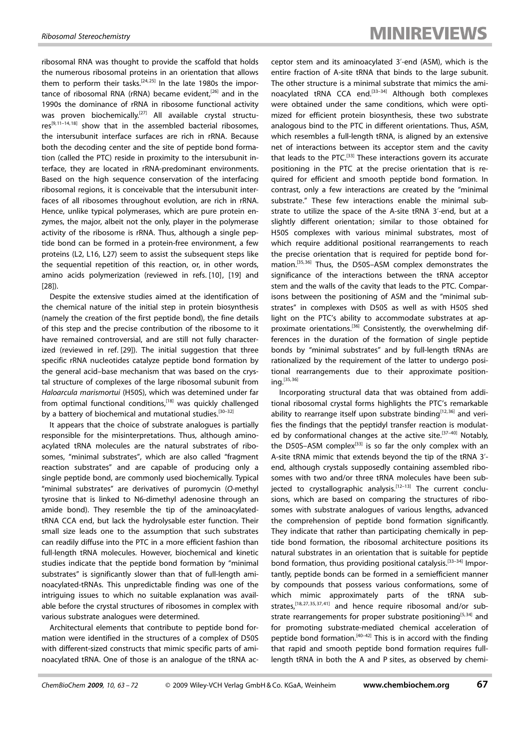ribosomal RNA was thought to provide the scaffold that holds the numerous ribosomal proteins in an orientation that allows them to perform their tasks.[24,25] In the late 1980s the importance of ribosomal RNA (rRNA) became evident,[26] and in the 1990s the dominance of rRNA in ribosome functional activity was proven biochemically.[27] All available crystal structures[9,11–14,18] show that in the assembled bacterial ribosomes, the intersubunit interface surfaces are rich in rRNA. Because both the decoding center and the site of peptide bond formation (called the PTC) reside in proximity to the intersubunit interface, they are located in rRNA-predominant environments. Based on the high sequence conservation of the interfacing ribosomal regions, it is conceivable that the intersubunit interfaces of all ribosomes throughout evolution, are rich in rRNA. Hence, unlike typical polymerases, which are pure protein enzymes, the major, albeit not the only, player in the polymerase activity of the ribosome is rRNA. Thus, although a single peptide bond can be formed in a protein-free environment, a few proteins (L2, L16, L27) seem to assist the subsequent steps like the sequential repetition of this reaction, or, in other words, amino acids polymerization (reviewed in refs. [10], [19] and [28]).

Despite the extensive studies aimed at the identification of the chemical nature of the initial step in protein biosynthesis (namely the creation of the first peptide bond), the fine details of this step and the precise contribution of the ribosome to it have remained controversial, and are still not fully characterized (reviewed in ref. [29]). The initial suggestion that three specific rRNA nucleotides catalyze peptide bond formation by the general acid–base mechanism that was based on the crystal structure of complexes of the large ribosomal subunit from *Haloarcula marismortui* (H50S), which was detemined under far from optimal functional conditions,[18] was quickly challenged by a battery of biochemical and mutational studies.[30–32]

It appears that the choice of substrate analogues is partially responsible for the misinterpretations. Thus, although aminoacylated tRNA molecules are the natural substrates of ribosomes, "minimal substrates", which are also called "fragment reaction substrates" and are capable of producing only a single peptide bond, are commonly used biochemically. Typical "minimal substrates" are derivatives of puromycin (*O*-methyl tyrosine that is linked to N6-dimethyl adenosine through an amide bond). They resemble the tip of the aminoacylated-tRNA CCA end, but lack the hydrolysable ester function. Their small size leads one to the assumption that such substrates can readily diffuse into the PTC in a more efficient fashion than full-length tRNA molecules. However, biochemical and kinetic studies indicate that the peptide bond formation by "minimal substrates" is significantly slower than that of full-length aminoacylated-tRNAs. This unpredictable finding was one of the intriguing issues to which no suitable explanation was available before the crystal structures of ribosomes in complex with various substrate analogues were determined.

Architectural elements that contribute to peptide bond formation were identified in the structures of a complex of D50S with different-sized constructs that mimic specific parts of aminoacylated tRNA. One of those is an analogue of the tRNA acceptor stem and its aminoacylated 3′-end (ASM), which is the entire fraction of A-site tRNA that binds to the large subunit. The other structure is a minimal substrate that mimics the aminoacylated tRNA CCA end.[33–34] Although both complexes were obtained under the same conditions, which were optimized for efficient protein biosynthesis, these two substrate analogous bind to the PTC in different orientations. Thus, ASM, which resembles a full-length tRNA, is aligned by an extensive net of interactions between its acceptor stem and the cavity that leads to the PTC.[33] These interactions govern its accurate positioning in the PTC at the precise orientation that is required for efficient and smooth peptide bond formation. In contrast, only a few interactions are created by the "minimal substrate." These few interactions enable the minimal substrate to utilize the space of the A-site tRNA 3′-end, but at a slightly different orientation; similar to those obtained for H50S complexes with various minimal substrates, most of which require additional positional rearrangements to reach the precise orientation that is required for peptide bond formation.[35,36] Thus, the D50S–ASM complex demonstrates the significance of the interactions between the tRNA acceptor stem and the walls of the cavity that leads to the PTC. Comparisons between the positioning of ASM and the "minimal substrates" in complexes with D50S as well as with H50S shed light on the PTC's ability to accommodate substrates at approximate orientations.[36] Consistently, the overwhelming differences in the duration of the formation of single peptide bonds by "minimal substrates" and by full-length tRNAs are rationalized by the requirement of the latter to undergo positional rearrangements due to their approximate positioning.[35,36]

Incorporating structural data that was obtained from additional ribosomal crystal forms highlights the PTC's remarkable ability to rearrange itself upon substrate binding[12,36] and verifies the findings that the peptidyl transfer reaction is modulated by conformational changes at the active site.[37–40] Notably, the D50S–ASM complex[33] is so far the only complex with an A-site tRNA mimic that extends beyond the tip of the tRNA 3′-end, although crystals supposedly containing assembled ribosomes with two and/or three tRNA molecules have been subjected to crystallographic analysis.[12–13] The current conclusions, which are based on comparing the structures of ribosomes with substrate analogues of various lengths, advanced the comprehension of peptide bond formation significantly. They indicate that rather than participating chemically in peptide bond formation, the ribosomal architecture positions its natural substrates in an orientation that is suitable for peptide bond formation, thus providing positional catalysis.[33–34] Importantly, peptide bonds can be formed in a semiefficient manner by compounds that possess various conformations, some of which mimic approximately parts of the tRNA substrates,[18,27,35,37,41] and hence require ribosomal and/or substrate rearrangements for proper substrate positioning[5,34] and for promoting substrate-mediated chemical acceleration of peptide bond formation.[40–42] This is in accord with the finding that rapid and smooth peptide bond formation requires full-length tRNA in both the A and P sites, as observed by chemi-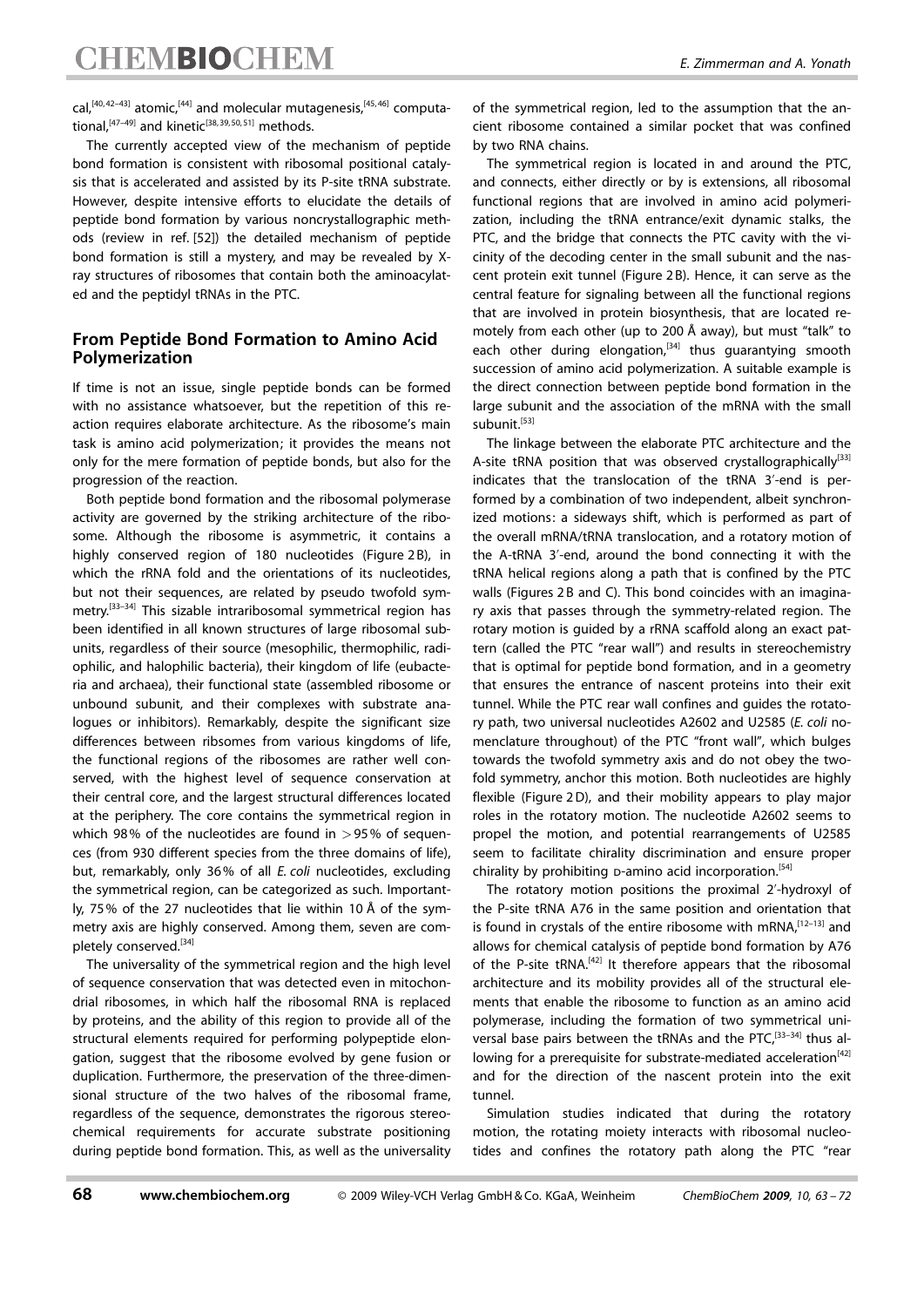cal,[40,42–43] atomic,[44] and molecular mutagenesis,[45,46] computational,[47–49] and kinetic[38,39,50,51] methods.

The currently accepted view of the mechanism of peptide bond formation is consistent with ribosomal positional catalysis that is accelerated and assisted by its P-site tRNA substrate. However, despite intensive efforts to elucidate the details of peptide bond formation by various noncrystallographic methods (review in ref. [52]) the detailed mechanism of peptide bond formation is still a mystery, and may be revealed by X-ray structures of ribosomes that contain both the aminoacylated and the peptidyl tRNAs in the PTC.

## From Peptide Bond Formation to Amino Acid Polymerization

If time is not an issue, single peptide bonds can be formed with no assistance whatsoever, but the repetition of this reaction requires elaborate architecture. As the ribosome's main task is amino acid polymerization; it provides the means not only for the mere formation of peptide bonds, but also for the progression of the reaction.

Both peptide bond formation and the ribosomal polymerase activity are governed by the striking architecture of the ribosome. Although the ribosome is asymmetric, it contains a highly conserved region of 180 nucleotides (Figure 2B), in which the rRNA fold and the orientations of its nucleotides, but not their sequences, are related by pseudo twofold symmetry.[33–34] This sizable intraribosomal symmetrical region has been identified in all known structures of large ribosomal subunits, regardless of their source (mesophilic, thermophilic, radiophilic, and halophilic bacteria), their kingdom of life (eubacteria and archaea), their functional state (assembled ribosome or unbound subunit, and their complexes with substrate analogues or inhibitors). Remarkably, despite the significant size differences between ribsomes from various kingdoms of life, the functional regions of the ribosomes are rather well conserved, with the highest level of sequence conservation at their central core, and the largest structural differences located at the periphery. The core contains the symmetrical region in which 98% of the nucleotides are found in >95% of sequences (from 930 different species from the three domains of life), but, remarkably, only 36% of all *E. coli* nucleotides, excluding the symmetrical region, can be categorized as such. Importantly, 75% of the 27 nucleotides that lie within 10 Å of the symmetry axis are highly conserved. Among them, seven are completely conserved.[34]

The universality of the symmetrical region and the high level of sequence conservation that was detected even in mitochondrial ribosomes, in which half the ribosomal RNA is replaced by proteins, and the ability of this region to provide all of the structural elements required for performing polypeptide elongation, suggest that the ribosome evolved by gene fusion or duplication. Furthermore, the preservation of the three-dimensional structure of the two halves of the ribosomal frame, regardless of the sequence, demonstrates the rigorous stereochemical requirements for accurate substrate positioning during peptide bond formation. This, as well as the universality of the symmetrical region, led to the assumption that the ancient ribosome contained a similar pocket that was confined by two RNA chains.

The symmetrical region is located in and around the PTC, and connects, either directly or by is extensions, all ribosomal functional regions that are involved in amino acid polymerization, including the tRNA entrance/exit dynamic stalks, the PTC, and the bridge that connects the PTC cavity with the vicinity of the decoding center in the small subunit and the nascent protein exit tunnel (Figure 2B). Hence, it can serve as the central feature for signaling between all the functional regions that are involved in protein biosynthesis, that are located remotely from each other (up to 200 Å away), but must "talk" to each other during elongation,[34] thus guarantying smooth succession of amino acid polymerization. A suitable example is the direct connection between peptide bond formation in the large subunit and the association of the mRNA with the small subunit.[53]

The linkage between the elaborate PTC architecture and the A-site tRNA position that was observed crystallographically[33] indicates that the translocation of the tRNA 3′-end is performed by a combination of two independent, albeit synchronized motions: a sideways shift, which is performed as part of the overall mRNA/tRNA translocation, and a rotatory motion of the A-tRNA 3′-end, around the bond connecting it with the tRNA helical regions along a path that is confined by the PTC walls (Figures 2B and C). This bond coincides with an imaginary axis that passes through the symmetry-related region. The rotary motion is guided by a rRNA scaffold along an exact pattern (called the PTC "rear wall") and results in stereochemistry that is optimal for peptide bond formation, and in a geometry that ensures the entrance of nascent proteins into their exit tunnel. While the PTC rear wall confines and guides the rotatory path, two universal nucleotides A2602 and U2585 (*E. coli* nomenclature throughout) of the PTC "front wall", which bulges towards the twofold symmetry axis and do not obey the twofold symmetry, anchor this motion. Both nucleotides are highly flexible (Figure 2D), and their mobility appears to play major roles in the rotatory motion. The nucleotide A2602 seems to propel the motion, and potential rearrangements of U2585 seem to facilitate chirality discrimination and ensure proper chirality by prohibiting D-amino acid incorporation.[54]

The rotatory motion positions the proximal 2′-hydroxyl of the P-site tRNA A76 in the same position and orientation that is found in crystals of the entire ribosome with mRNA,[12–13] and allows for chemical catalysis of peptide bond formation by A76 of the P-site tRNA.[42] It therefore appears that the ribosomal architecture and its mobility provides all of the structural elements that enable the ribosome to function as an amino acid polymerase, including the formation of two symmetrical universal base pairs between the tRNAs and the PTC,[33–34] thus allowing for a prerequisite for substrate-mediated acceleration[42] and for the direction of the nascent protein into the exit tunnel.

Simulation studies indicated that during the rotatory motion, the rotating moiety interacts with ribosomal nucleotides and confines the rotatory path along the PTC "rear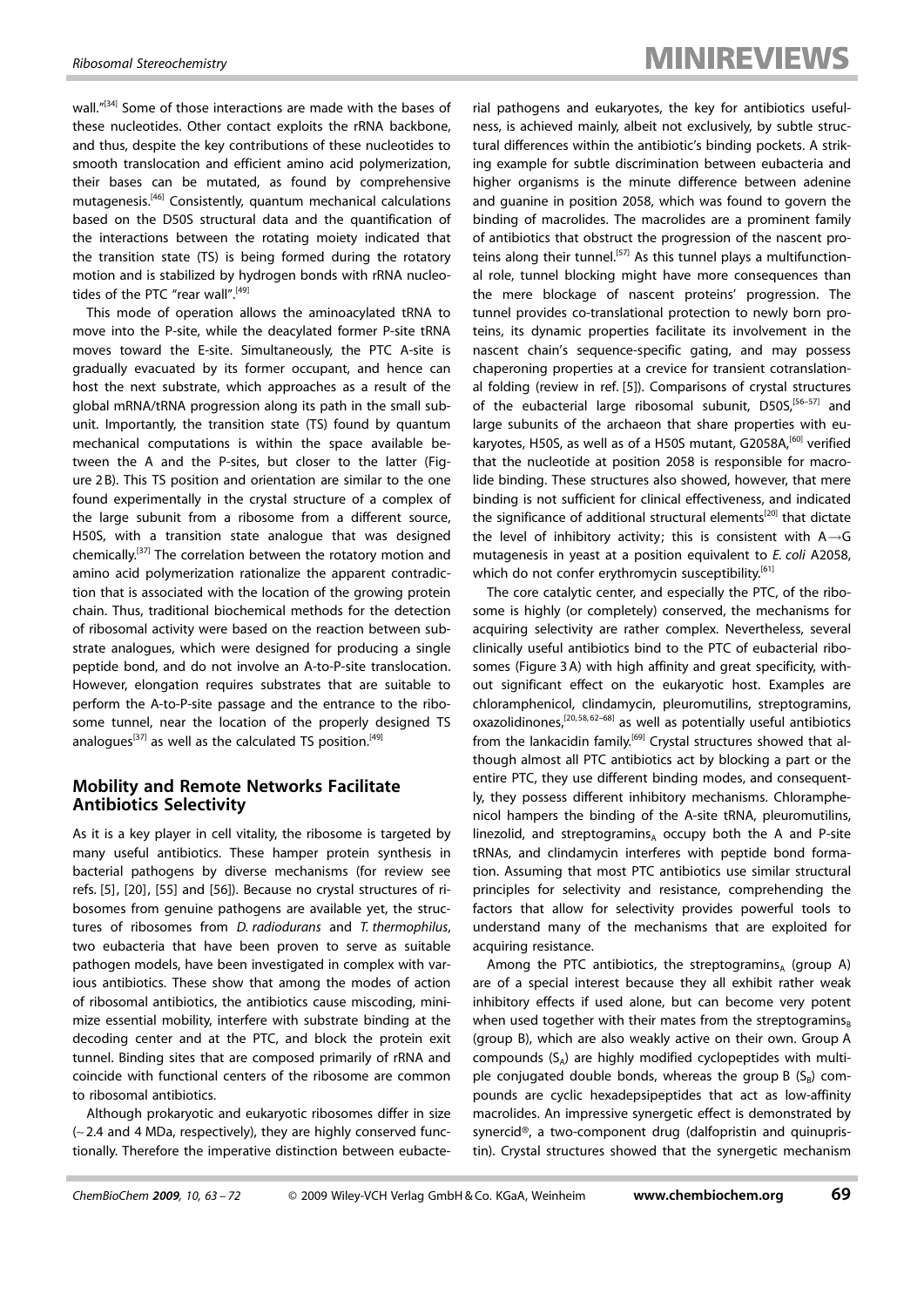wall."[34] Some of those interactions are made with the bases of these nucleotides. Other contact exploits the rRNA backbone, and thus, despite the key contributions of these nucleotides to smooth translocation and efficient amino acid polymerization, their bases can be mutated, as found by comprehensive mutagenesis.[46] Consistently, quantum mechanical calculations based on the D50S structural data and the quantification of the interactions between the rotating moiety indicated that the transition state (TS) is being formed during the rotatory motion and is stabilized by hydrogen bonds with rRNA nucleotides of the PTC "rear wall".[49]

This mode of operation allows the aminoacylated tRNA to move into the P-site, while the deacylated former P-site tRNA moves toward the E-site. Simultaneously, the PTC A-site is gradually evacuated by its former occupant, and hence can host the next substrate, which approaches as a result of the global mRNA/tRNA progression along its path in the small subunit. Importantly, the transition state (TS) found by quantum mechanical computations is within the space available between the A and the P-sites, but closer to the latter (Figure 2B). This TS position and orientation are similar to the one found experimentally in the crystal structure of a complex of the large subunit from a ribosome from a different source, H50S, with a transition state analogue that was designed chemically.[37] The correlation between the rotatory motion and amino acid polymerization rationalize the apparent contradiction that is associated with the location of the growing protein chain. Thus, traditional biochemical methods for the detection of ribosomal activity were based on the reaction between substrate analogues, which were designed for producing a single peptide bond, and do not involve an A-to-P-site translocation. However, elongation requires substrates that are suitable to perform the A-to-P-site passage and the entrance to the ribosome tunnel, near the location of the properly designed TS analogues[37] as well as the calculated TS position.[49]

## Mobility and Remote Networks Facilitate Antibiotics Selectivity

As it is a key player in cell vitality, the ribosome is targeted by many useful antibiotics. These hamper protein synthesis in bacterial pathogens by diverse mechanisms (for review see refs. [5], [20], [55] and [56]). Because no crystal structures of ribosomes from genuine pathogens are available yet, the structures of ribosomes from *D. radiodurans* and *T. thermophilus*, two eubacteria that have been proven to serve as suitable pathogen models, have been investigated in complex with various antibiotics. These show that among the modes of action of ribosomal antibiotics, the antibiotics cause miscoding, minimize essential mobility, interfere with substrate binding at the decoding center and at the PTC, and block the protein exit tunnel. Binding sites that are composed primarily of rRNA and coincide with functional centers of the ribosome are common to ribosomal antibiotics.

Although prokaryotic and eukaryotic ribosomes differ in size (~2.4 and 4 MDa, respectively), they are highly conserved functionally. Therefore the imperative distinction between eubacterial pathogens and eukaryotes, the key for antibiotics usefulness, is achieved mainly, albeit not exclusively, by subtle structural differences within the antibiotic's binding pockets. A striking example for subtle discrimination between eubacteria and higher organisms is the minute difference between adenine and guanine in position 2058, which was found to govern the binding of macrolides. The macrolides are a prominent family of antibiotics that obstruct the progression of the nascent proteins along their tunnel.[57] As this tunnel plays a multifunctional role, tunnel blocking might have more consequences than the mere blockage of nascent proteins' progression. The tunnel provides co-translational protection to newly born proteins, its dynamic properties facilitate its involvement in the nascent chain's sequence-specific gating, and may possess chaperoning properties at a crevice for transient cotranslational folding (review in ref. [5]). Comparisons of crystal structures of the eubacterial large ribosomal subunit, D50S,[56–57] and large subunits of the archaeon that share properties with eukaryotes, H50S, as well as of a H50S mutant, G2058A,[60] verified that the nucleotide at position 2058 is responsible for macrolide binding. These structures also showed, however, that mere binding is not sufficient for clinical effectiveness, and indicated the significance of additional structural elements[20] that dictate the level of inhibitory activity; this is consistent with A→G mutagenesis in yeast at a position equivalent to *E. coli* A2058, which do not confer erythromycin susceptibility.[61]

The core catalytic center, and especially the PTC, of the ribosome is highly (or completely) conserved, the mechanisms for acquiring selectivity are rather complex. Nevertheless, several clinically useful antibiotics bind to the PTC of eubacterial ribosomes (Figure 3A) with high affinity and great specificity, without significant effect on the eukaryotic host. Examples are chloramphenicol, clindamycin, pleuromutilins, streptogramins, oxazolidinones,[20,58,62–68] as well as potentially useful antibiotics from the lankacidin family.[69] Crystal structures showed that although almost all PTC antibiotics act by blocking a part or the entire PTC, they use different binding modes, and consequently, they possess different inhibitory mechanisms. Chloramphenicol hampers the binding of the A-site tRNA, pleuromutilins, linezolid, and streptogramins$_A$ occupy both the A and P-site tRNAs, and clindamycin interferes with peptide bond formation. Assuming that most PTC antibiotics use similar structural principles for selectivity and resistance, comprehending the factors that allow for selectivity provides powerful tools to understand many of the mechanisms that are exploited for acquiring resistance.

Among the PTC antibiotics, the streptogramins$_A$ (group A) are of a special interest because they all exhibit rather weak inhibitory effects if used alone, but can become very potent when used together with their mates from the streptogramins$_B$ (group B), which are also weakly active on their own. Group A compounds ($S_A$) are highly modified cyclopeptides with multiple conjugated double bonds, whereas the group B ($S_B$) compounds are cyclic hexadepsipeptides that act as low-affinity macrolides. An impressive synergetic effect is demonstrated by synercid®, a two-component drug (dalfopristin and quinupristin). Crystal structures showed that the synergetic mechanism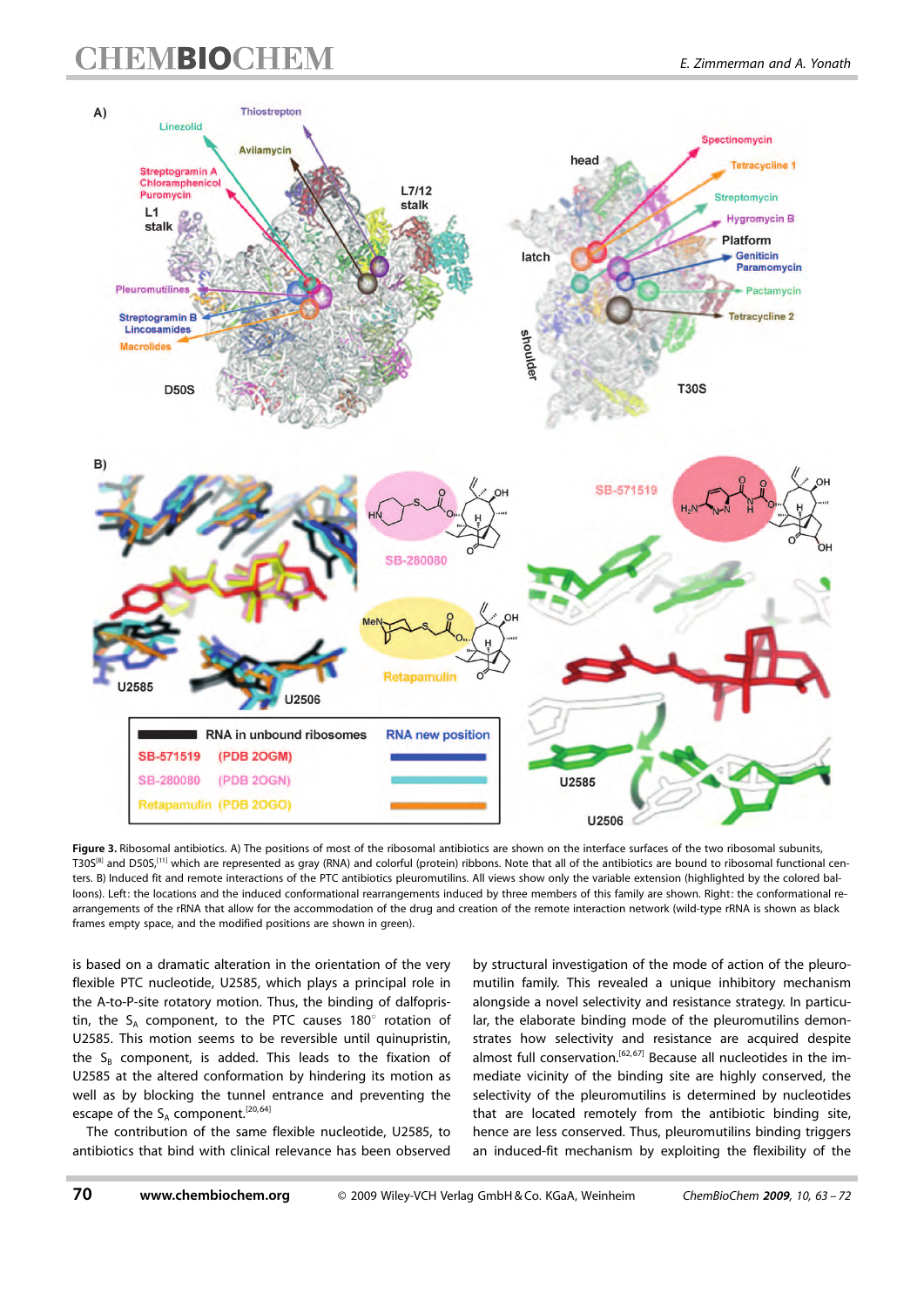**Figure 3.** Ribosomal antibiotics. A) The positions of most of the ribosomal antibiotics are shown on the interface surfaces of the two ribosomal subunits, T30S[8] and D50S,[11] which are represented as gray (RNA) and colorful (protein) ribbons. Note that all of the antibiotics are bound to ribosomal functional centers. B) Induced fit and remote interactions of the PTC antibiotics pleuromutilins. All views show only the variable extension (highlighted by the colored balloons). Left: the locations and the induced conformational rearrangements induced by three members of this family are shown. Right: the conformational rearrangements of the rRNA that allow for the accommodation of the drug and creation of the remote interaction network (wild-type rRNA is shown as black frames empty space, and the modified positions are shown in green).

is based on a dramatic alteration in the orientation of the very flexible PTC nucleotide, U2585, which plays a principal role in the A-to-P-site rotatory motion. Thus, the binding of dalfopristin, the $S_A$ component, to the PTC causes 180° rotation of U2585. This motion seems to be reversible until quinupristin, the $S_B$ component, is added. This leads to the fixation of U2585 at the altered conformation by hindering its motion as well as by blocking the tunnel entrance and preventing the escape of the $S_A$ component.[20,64]

The contribution of the same flexible nucleotide, U2585, to antibiotics that bind with clinical relevance has been observed by structural investigation of the mode of action of the pleuromutilin family. This revealed a unique inhibitory mechanism alongside a novel selectivity and resistance strategy. In particular, the elaborate binding mode of the pleuromutilins demonstrates how selectivity and resistance are acquired despite almost full conservation.[62,67] Because all nucleotides in the immediate vicinity of the binding site are highly conserved, the selectivity of the pleuromutilins is determined by nucleotides that are located remotely from the antibiotic binding site, hence are less conserved. Thus, pleuromutilins binding triggers an induced-fit mechanism by exploiting the flexibility of the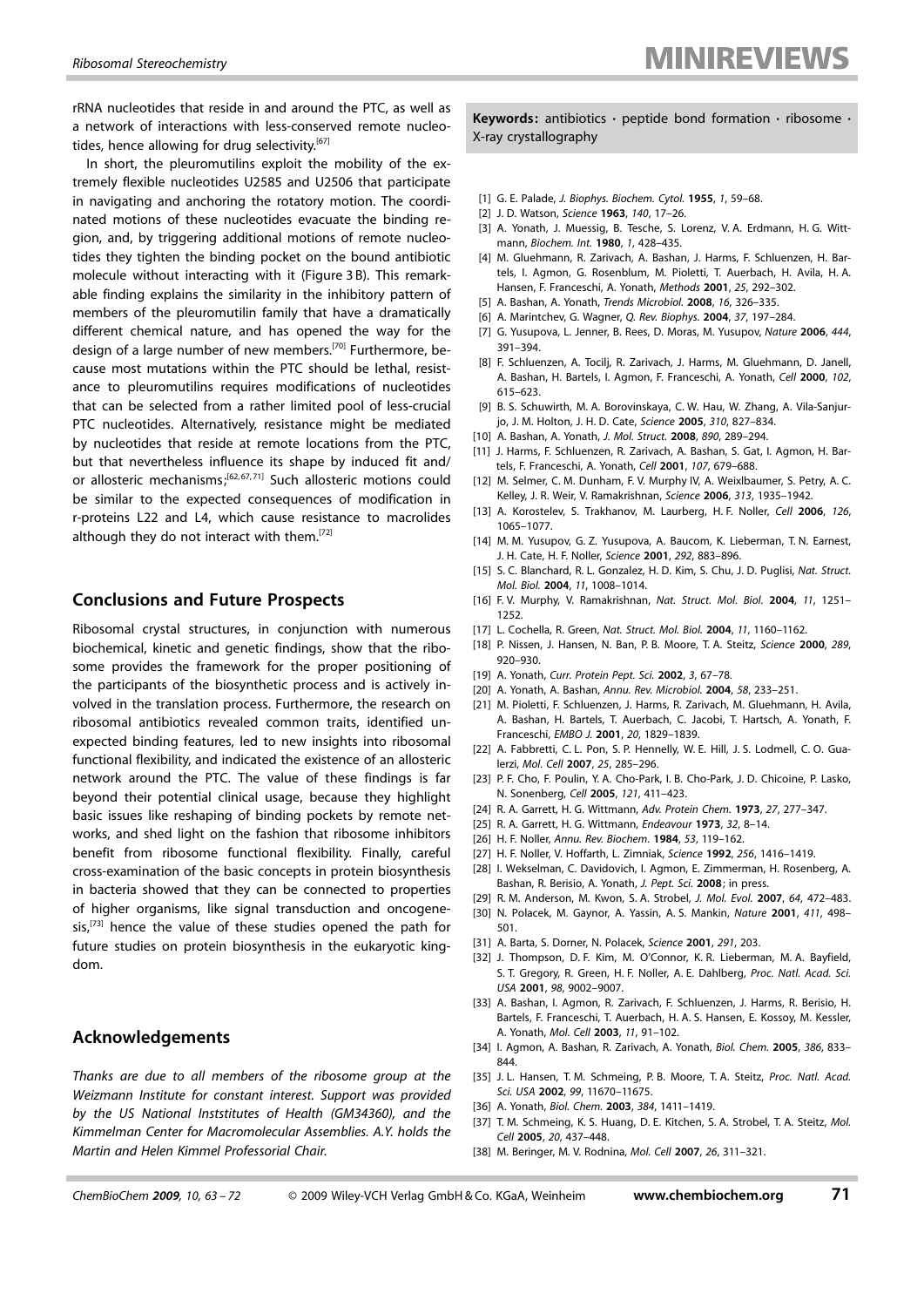rRNA nucleotides that reside in and around the PTC, as well as a network of interactions with less-conserved remote nucleotides, hence allowing for drug selectivity.[67]

In short, the pleuromutilins exploit the mobility of the extremely flexible nucleotides U2585 and U2506 that participate in navigating and anchoring the rotatory motion. The coordinated motions of these nucleotides evacuate the binding region, and, by triggering additional motions of remote nucleotides they tighten the binding pocket on the bound antibiotic molecule without interacting with it (Figure 3 B). This remarkable finding explains the similarity in the inhibitory pattern of members of the pleuromutilin family that have a dramatically different chemical nature, and has opened the way for the design of a large number of new members.[70] Furthermore, because most mutations within the PTC should be lethal, resistance to pleuromutilins requires modifications of nucleotides that can be selected from a rather limited pool of less-crucial PTC nucleotides. Alternatively, resistance might be mediated by nucleotides that reside at remote locations from the PTC, but that nevertheless influence its shape by induced fit and/or allosteric mechanisms;[62,67,71] Such allosteric motions could be similar to the expected consequences of modification in r-proteins L22 and L4, which cause resistance to macrolides although they do not interact with them.[72]

## Conclusions and Future Prospects

Ribosomal crystal structures, in conjunction with numerous biochemical, kinetic and genetic findings, show that the ribosome provides the framework for the proper positioning of the participants of the biosynthetic process and is actively involved in the translation process. Furthermore, the research on ribosomal antibiotics revealed common traits, identified unexpected binding features, led to new insights into ribosomal functional flexibility, and indicated the existence of an allosteric network around the PTC. The value of these findings is far beyond their potential clinical usage, because they highlight basic issues like reshaping of binding pockets by remote networks, and shed light on the fashion that ribosome inhibitors benefit from ribosome functional flexibility. Finally, careful cross-examination of the basic concepts in protein biosynthesis in bacteria showed that they can be connected to properties of higher organisms, like signal transduction and oncogenesis,[73] hence the value of these studies opened the path for future studies on protein biosynthesis in the eukaryotic kingdom.

## Acknowledgements

*Thanks are due to all members of the ribosome group at the Weizmann Institute for constant interest. Support was provided by the US National Inststitutes of Health (GM34360), and the Kimmelman Center for Macromolecular Assemblies. A.Y. holds the Martin and Helen Kimmel Professorial Chair.*

**Keywords:** antibiotics · peptide bond formation · ribosome · X-ray crystallography

[1] G. E. Palade, *J. Biophys. Biochem. Cytol.* **1955**, *1*, 59–68.
[2] J. D. Watson, *Science* **1963**, *140*, 17–26.
[3] A. Yonath, J. Muessig, B. Tesche, S. Lorenz, V. A. Erdmann, H. G. Wittmann, *Biochem. Int.* **1980**, *1*, 428–435.
[4] M. Gluehmann, R. Zarivach, A. Bashan, J. Harms, F. Schluenzen, H. Bartels, I. Agmon, G. Rosenblum, M. Pioletti, T. Auerbach, H. Avila, H. A. Hansen, F. Franceschi, A. Yonath, *Methods* **2001**, *25*, 292–302.
[5] A. Bashan, A. Yonath, *Trends Microbiol.* **2008**, *16*, 326–335.
[6] A. Marintchev, G. Wagner, *Q. Rev. Biophys.* **2004**, *37*, 197–284.
[7] G. Yusupova, L. Jenner, B. Rees, D. Moras, M. Yusupov, *Nature* **2006**, *444*, 391–394.
[8] F. Schluenzen, A. Tocilj, R. Zarivach, J. Harms, M. Gluehmann, D. Janell, A. Bashan, H. Bartels, I. Agmon, F. Franceschi, A. Yonath, *Cell* **2000**, *102*, 615–623.
[9] B. S. Schuwirth, M. A. Borovinskaya, C. W. Hau, W. Zhang, A. Vila-Sanjurjo, J. M. Holton, J. H. D. Cate, *Science* **2005**, *310*, 827–834.
[10] A. Bashan, A. Yonath, *J. Mol. Struct.* **2008**, *890*, 289–294.
[11] J. Harms, F. Schluenzen, R. Zarivach, A. Bashan, S. Gat, I. Agmon, H. Bartels, F. Franceschi, A. Yonath, *Cell* **2001**, *107*, 679–688.
[12] M. Selmer, C. M. Dunham, F. V. Murphy IV, A. Weixlbaumer, S. Petry, A. C. Kelley, J. R. Weir, V. Ramakrishnan, *Science* **2006**, *313*, 1935–1942.
[13] A. Korostelev, S. Trakhanov, M. Laurberg, H. F. Noller, *Cell* **2006**, *126*, 1065–1077.
[14] M. M. Yusupov, G. Z. Yusupova, A. Baucom, K. Lieberman, T. N. Earnest, J. H. Cate, H. F. Noller, *Science* **2001**, *292*, 883–896.
[15] S. C. Blanchard, R. L. Gonzalez, H. D. Kim, S. Chu, J. D. Puglisi, *Nat. Struct. Mol. Biol.* **2004**, *11*, 1008–1014.
[16] F. V. Murphy, V. Ramakrishnan, *Nat. Struct. Mol. Biol.* **2004**, *11*, 1251–1252.
[17] L. Cochella, R. Green, *Nat. Struct. Mol. Biol.* **2004**, *11*, 1160–1162.
[18] P. Nissen, J. Hansen, N. Ban, P. B. Moore, T. A. Steitz, *Science* **2000**, *289*, 920–930.
[19] A. Yonath, *Curr. Protein Pept. Sci.* **2002**, *3*, 67–78.
[20] A. Yonath, A. Bashan, *Annu. Rev. Microbiol.* **2004**, *58*, 233–251.
[21] M. Pioletti, F. Schluenzen, J. Harms, R. Zarivach, M. Gluehmann, H. Avila, A. Bashan, H. Bartels, T. Auerbach, C. Jacobi, T. Hartsch, A. Yonath, F. Franceschi, *EMBO J.* **2001**, *20*, 1829–1839.
[22] A. Fabbretti, C. L. Pon, S. P. Hennelly, W. E. Hill, J. S. Lodmell, C. O. Gualerzi, *Mol. Cell* **2007**, *25*, 285–296.
[23] P. F. Cho, F. Poulin, Y. A. Cho-Park, I. B. Cho-Park, J. D. Chicoine, P. Lasko, N. Sonenberg, *Cell* **2005**, *121*, 411–423.
[24] R. A. Garrett, H. G. Wittmann, *Adv. Protein Chem.* **1973**, *27*, 277–347.
[25] R. A. Garrett, H. G. Wittmann, *Endeavour* **1973**, *32*, 8–14.
[26] H. F. Noller, *Annu. Rev. Biochem.* **1984**, *53*, 119–162.
[27] H. F. Noller, V. Hoffarth, L. Zimniak, *Science* **1992**, *256*, 1416–1419.
[28] I. Wekselman, C. Davidovich, I. Agmon, E. Zimmerman, H. Rosenberg, A. Bashan, R. Berisio, A. Yonath, *J. Pept. Sci.* **2008**; in press.
[29] R. M. Anderson, M. Kwon, S. A. Strobel, *J. Mol. Evol.* **2007**, *64*, 472–483.
[30] N. Polacek, M. Gaynor, A. Yassin, A. S. Mankin, *Nature* **2001**, *411*, 498–501.
[31] A. Barta, S. Dorner, N. Polacek, *Science* **2001**, *291*, 203.
[32] J. Thompson, D. F. Kim, M. O'Connor, K. R. Lieberman, M. A. Bayfield, S. T. Gregory, R. Green, H. F. Noller, A. E. Dahlberg, *Proc. Natl. Acad. Sci. USA* **2001**, *98*, 9002–9007.
[33] A. Bashan, I. Agmon, R. Zarivach, F. Schluenzen, J. Harms, R. Berisio, H. Bartels, F. Franceschi, T. Auerbach, H. A. S. Hansen, E. Kossoy, M. Kessler, A. Yonath, *Mol. Cell* **2003**, *11*, 91–102.
[34] I. Agmon, A. Bashan, R. Zarivach, A. Yonath, *Biol. Chem.* **2005**, *386*, 833–844.
[35] J. L. Hansen, T. M. Schmeing, P. B. Moore, T. A. Steitz, *Proc. Natl. Acad. Sci. USA* **2002**, *99*, 11670–11675.
[36] A. Yonath, *Biol. Chem.* **2003**, *384*, 1411–1419.
[37] T. M. Schmeing, K. S. Huang, D. E. Kitchen, S. A. Strobel, T. A. Steitz, *Mol. Cell* **2005**, *20*, 437–448.
[38] M. Beringer, M. V. Rodnina, *Mol. Cell* **2007**, *26*, 311–321.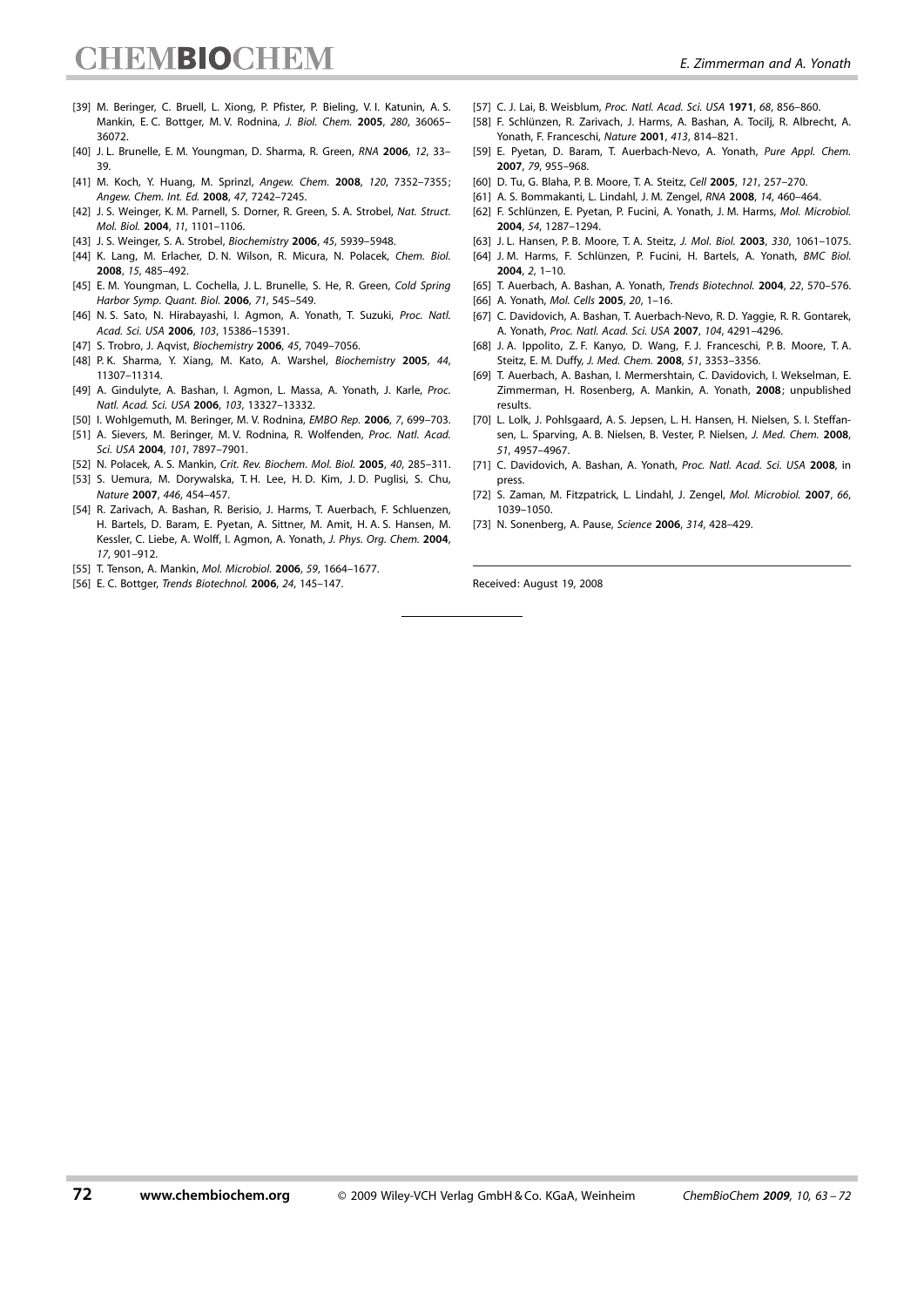[39] M. Beringer, C. Bruell, L. Xiong, P. Pfister, P. Bieling, V. I. Katunin, A. S. Mankin, E. C. Bottger, M. V. Rodnina, *J. Biol. Chem.* **2005**, *280*, 36065–36072.

[40] J. L. Brunelle, E. M. Youngman, D. Sharma, R. Green, *RNA* **2006**, *12*, 33–39.

[41] M. Koch, Y. Huang, M. Sprinzl, *Angew. Chem.* **2008**, *120*, 7352–7355; *Angew. Chem. Int. Ed.* **2008**, *47*, 7242–7245.

[42] J. S. Weinger, K. M. Parnell, S. Dorner, R. Green, S. A. Strobel, *Nat. Struct. Mol. Biol.* **2004**, *11*, 1101–1106.

[43] J. S. Weinger, S. A. Strobel, *Biochemistry* **2006**, *45*, 5939–5948.

[44] K. Lang, M. Erlacher, D. N. Wilson, R. Micura, N. Polacek, *Chem. Biol.* **2008**, *15*, 485–492.

[45] E. M. Youngman, L. Cochella, J. L. Brunelle, S. He, R. Green, *Cold Spring Harbor Symp. Quant. Biol.* **2006**, *71*, 545–549.

[46] N. S. Sato, N. Hirabayashi, I. Agmon, A. Yonath, T. Suzuki, *Proc. Natl. Acad. Sci. USA* **2006**, *103*, 15386–15391.

[47] S. Trobro, J. Aqvist, *Biochemistry* **2006**, *45*, 7049–7056.

[48] P. K. Sharma, Y. Xiang, M. Kato, A. Warshel, *Biochemistry* **2005**, *44*, 11307–11314.

[49] A. Gindulyte, A. Bashan, I. Agmon, L. Massa, A. Yonath, J. Karle, *Proc. Natl. Acad. Sci. USA* **2006**, *103*, 13327–13332.

[50] I. Wohlgemuth, M. Beringer, M. V. Rodnina, *EMBO Rep.* **2006**, *7*, 699–703.

[51] A. Sievers, M. Beringer, M. V. Rodnina, R. Wolfenden, *Proc. Natl. Acad. Sci. USA* **2004**, *101*, 7897–7901.

[52] N. Polacek, A. S. Mankin, *Crit. Rev. Biochem. Mol. Biol.* **2005**, *40*, 285–311.

[53] S. Uemura, M. Dorywalska, T. H. Lee, H. D. Kim, J. D. Puglisi, S. Chu, *Nature* **2007**, *446*, 454–457.

[54] R. Zarivach, A. Bashan, R. Berisio, J. Harms, T. Auerbach, F. Schluenzen, H. Bartels, D. Baram, E. Pyetan, A. Sittner, M. Amit, H. A. S. Hansen, M. Kessler, C. Liebe, A. Wolff, I. Agmon, A. Yonath, *J. Phys. Org. Chem.* **2004**, *17*, 901–912.

[55] T. Tenson, A. Mankin, *Mol. Microbiol.* **2006**, *59*, 1664–1677.

[56] E. C. Bottger, *Trends Biotechnol.* **2006**, *24*, 145–147.

[57] C. J. Lai, B. Weisblum, *Proc. Natl. Acad. Sci. USA* **1971**, *68*, 856–860.

[58] F. Schlünzen, R. Zarivach, J. Harms, A. Bashan, A. Tocilj, R. Albrecht, A. Yonath, F. Franceschi, *Nature* **2001**, *413*, 814–821.

[59] E. Pyetan, D. Baram, T. Auerbach-Nevo, A. Yonath, *Pure Appl. Chem.* **2007**, *79*, 955–968.

[60] D. Tu, G. Blaha, P. B. Moore, T. A. Steitz, *Cell* **2005**, *121*, 257–270.

[61] A. S. Bommakanti, L. Lindahl, J. M. Zengel, *RNA* **2008**, *14*, 460–464.

[62] F. Schlünzen, E. Pyetan, P. Fucini, A. Yonath, J. M. Harms, *Mol. Microbiol.* **2004**, *54*, 1287–1294.

[63] J. L. Hansen, P. B. Moore, T. A. Steitz, *J. Mol. Biol.* **2003**, *330*, 1061–1075.

[64] J. M. Harms, F. Schlünzen, P. Fucini, H. Bartels, A. Yonath, *BMC Biol.* **2004**, *2*, 1–10.

[65] T. Auerbach, A. Bashan, A. Yonath, *Trends Biotechnol.* **2004**, *22*, 570–576.

[66] A. Yonath, *Mol. Cells* **2005**, *20*, 1–16.

[67] C. Davidovich, A. Bashan, T. Auerbach-Nevo, R. D. Yaggie, R. R. Gontarek, A. Yonath, *Proc. Natl. Acad. Sci. USA* **2007**, *104*, 4291–4296.

[68] J. A. Ippolito, Z. F. Kanyo, D. Wang, F. J. Franceschi, P. B. Moore, T. A. Steitz, E. M. Duffy, *J. Med. Chem.* **2008**, *51*, 3353–3356.

[69] T. Auerbach, A. Bashan, I. Mermershtain, C. Davidovich, I. Wekselman, E. Zimmerman, H. Rosenberg, A. Mankin, A. Yonath, **2008**; unpublished results.

[70] L. Lolk, J. Pohlsgaard, A. S. Jepsen, L. H. Hansen, H. Nielsen, S. I. Steffansen, L. Sparving, A. B. Nielsen, B. Vester, P. Nielsen, *J. Med. Chem.* **2008**, *51*, 4957–4967.

[71] C. Davidovich, A. Bashan, A. Yonath, *Proc. Natl. Acad. Sci. USA* **2008**, in press.

[72] S. Zaman, M. Fitzpatrick, L. Lindahl, J. Zengel, *Mol. Microbiol.* **2007**, *66*, 1039–1050.

[73] N. Sonenberg, A. Pause, *Science* **2006**, *314*, 428–429.

Received: August 19, 2008